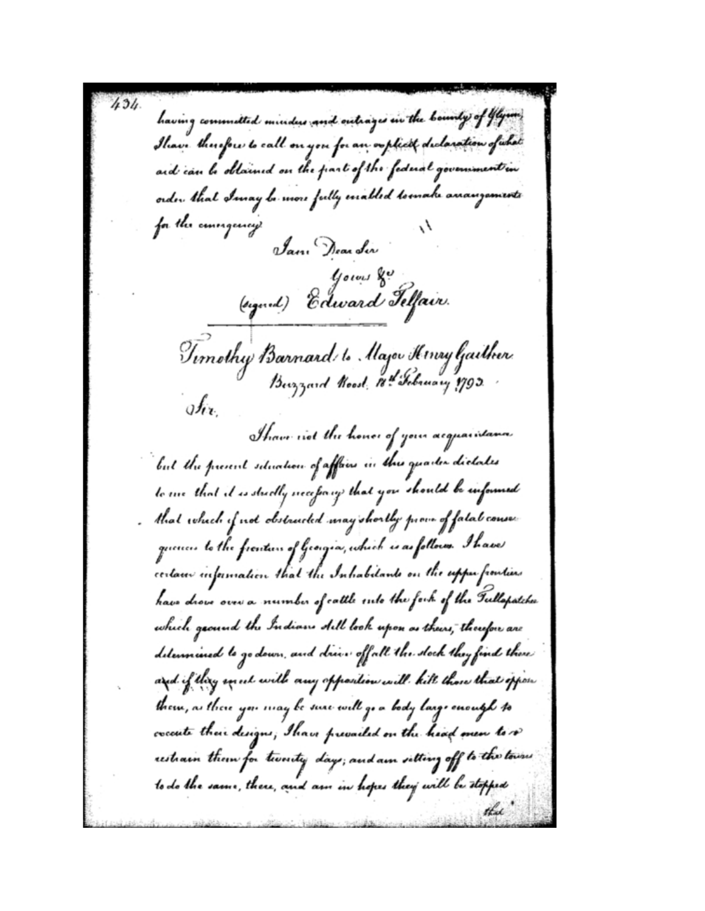having committed murders and outrages in the County of Glynn, I have therefore to call on you for an explicit declaration of what aid can be obtained on the part of the federal government in order that I may be more fully enabled to make arrangements for the emergency.

I am Dear Sir

Yours &c

(signed) Edward Telfair.

---

Timothy Barnard to Major Henry Gaither

Buzzard Roost, 11th February 1793.

Sir,

I have not the honor of your acquaintance but the present situation of affairs in this quarter dictates to me that it is strictly necessary that you should be informed that which if not obstructed may shortly prove of fatal consequences to the frontiers of Georgia, which is as follows. I have certain information that the Inhabitants on the upper frontiers have drove over a number of cattle into the fork of the Tullapatchee which ground the Indians still look upon as theirs, therefore are determined to go down, and drive off all the stock they find there and if they meet with any opposition will kill those that oppose them, as there you may be sure will go a body large enough to execute their designs, I have prevailed on the head men to restrain them for twenty days; and am setting off to the towns to do the same, there, and am in hopes they will be stopped that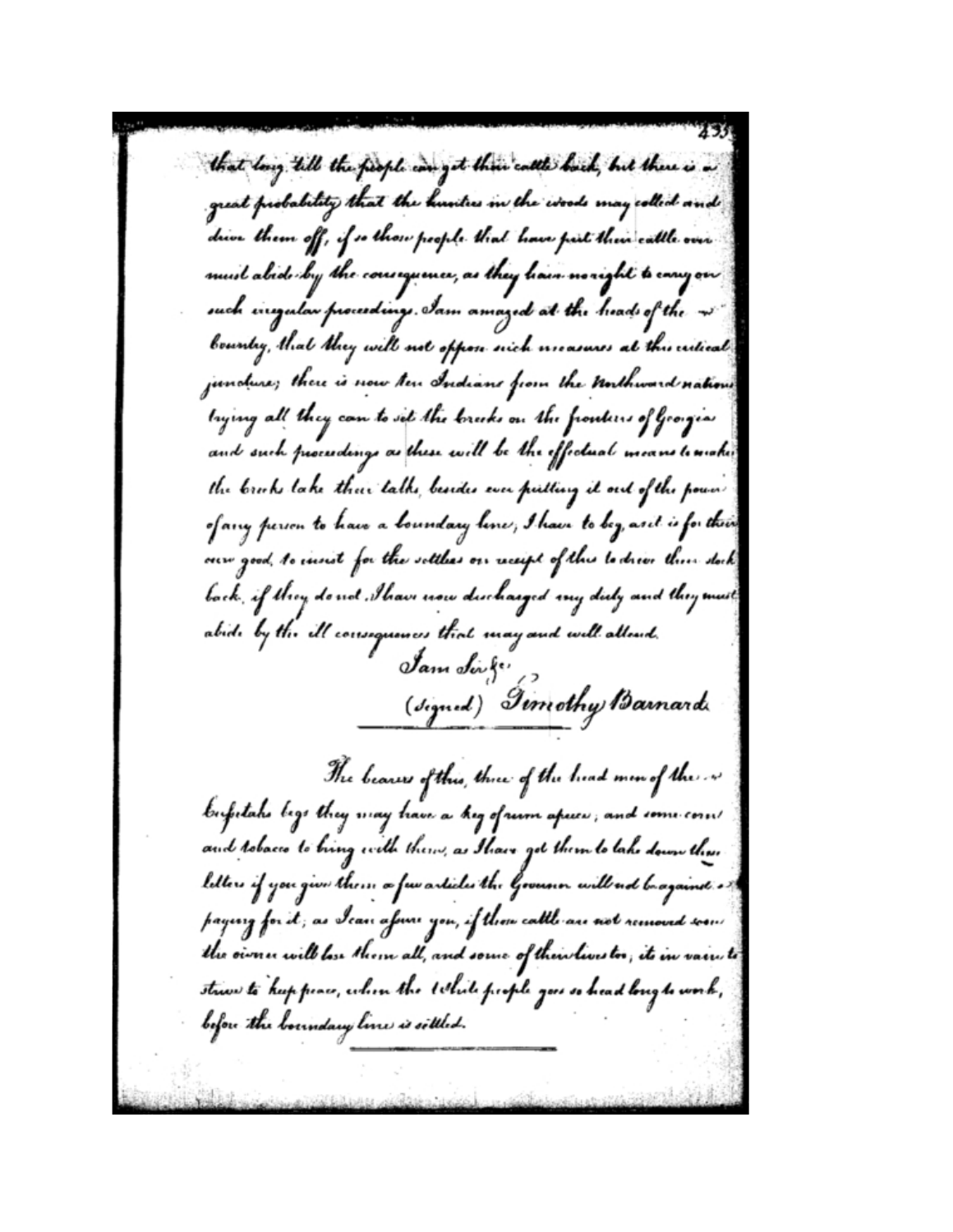that long till the people can get their cattle back, but there is a great probability that the hunters in the woods may collect and drive them off, if so those people that have put their cattle over must abide by the consequences, as they have no right to carry on such irregular proceedings. I am amazed at the heads of the country, that they will not oppose such measures at this critical juncture; there is now ten Indians from the Northward nations trying all they can to set the Creeks on the frontiers of Georgia and such proceedings as these will be the effectual means to make the Creeks take their talks, besides ever putting it out of the power of any person to have a boundary line; I have to beg, as it is for their own good, to insist for the settlers on receipt of this to drive their stock back. if they do not. I have now discharged my duty and they must abide by the ill consequences that may and will attend.

I am Sir &c.

(Signed) Timothy Barnard

---

The bearers of this, three of the head men of the Cusitahs begs they may have a keg of rum apiece; and some corn and tobacco to bring with them, as I have got them to take down these letters if you give them a few articles the Governor will not be against paying for it; as I can assure you, if those cattle are not removed soon the owner will lose them all, and some of their lives too, its in vain to strive to keep peace, when the White people goes so head long to work, before the boundary line is settled.

---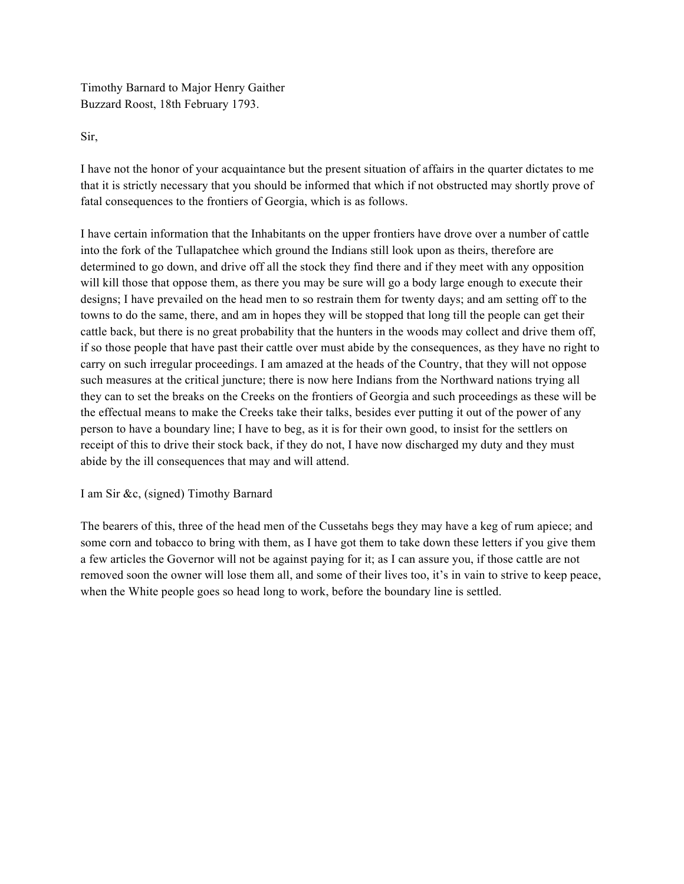Timothy Barnard to Major Henry Gaither
Buzzard Roost, 18th February 1793.

Sir,

I have not the honor of your acquaintance but the present situation of affairs in the quarter dictates to me that it is strictly necessary that you should be informed that which if not obstructed may shortly prove of fatal consequences to the frontiers of Georgia, which is as follows.

I have certain information that the Inhabitants on the upper frontiers have drove over a number of cattle into the fork of the Tullapatchee which ground the Indians still look upon as theirs, therefore are determined to go down, and drive off all the stock they find there and if they meet with any opposition will kill those that oppose them, as there you may be sure will go a body large enough to execute their designs; I have prevailed on the head men to so restrain them for twenty days; and am setting off to the towns to do the same, there, and am in hopes they will be stopped that long till the people can get their cattle back, but there is no great probability that the hunters in the woods may collect and drive them off, if so those people that have past their cattle over must abide by the consequences, as they have no right to carry on such irregular proceedings. I am amazed at the heads of the Country, that they will not oppose such measures at the critical juncture; there is now here Indians from the Northward nations trying all they can to set the breaks on the Creeks on the frontiers of Georgia and such proceedings as these will be the effectual means to make the Creeks take their talks, besides ever putting it out of the power of any person to have a boundary line; I have to beg, as it is for their own good, to insist for the settlers on receipt of this to drive their stock back, if they do not, I have now discharged my duty and they must abide by the ill consequences that may and will attend.

I am Sir &c, (signed) Timothy Barnard

The bearers of this, three of the head men of the Cussetahs begs they may have a keg of rum apiece; and some corn and tobacco to bring with them, as I have got them to take down these letters if you give them a few articles the Governor will not be against paying for it; as I can assure you, if those cattle are not removed soon the owner will lose them all, and some of their lives too, it's in vain to strive to keep peace, when the White people goes so head long to work, before the boundary line is settled.